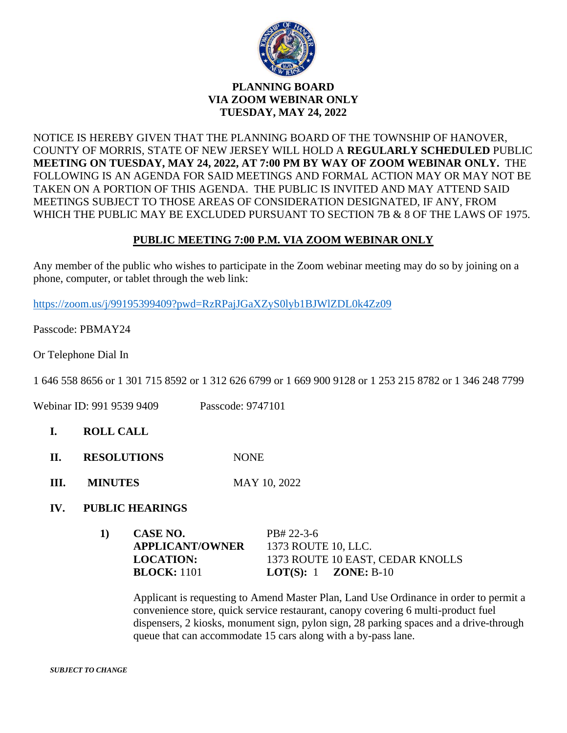# PLANNING BOARD
## VIA ZOOM WEBINAR ONLY
## TUESDAY, MAY 24, 2022

NOTICE IS HEREBY GIVEN THAT THE PLANNING BOARD OF THE TOWNSHIP OF HANOVER, COUNTY OF MORRIS, STATE OF NEW JERSEY WILL HOLD A **REGULARLY SCHEDULED** PUBLIC **MEETING ON TUESDAY, MAY 24, 2022, AT 7:00 PM BY WAY OF ZOOM WEBINAR ONLY.** THE FOLLOWING IS AN AGENDA FOR SAID MEETINGS AND FORMAL ACTION MAY OR MAY NOT BE TAKEN ON A PORTION OF THIS AGENDA. THE PUBLIC IS INVITED AND MAY ATTEND SAID MEETINGS SUBJECT TO THOSE AREAS OF CONSIDERATION DESIGNATED, IF ANY, FROM WHICH THE PUBLIC MAY BE EXCLUDED PURSUANT TO SECTION 7B & 8 OF THE LAWS OF 1975.

**PUBLIC MEETING 7:00 P.M. VIA ZOOM WEBINAR ONLY**

Any member of the public who wishes to participate in the Zoom webinar meeting may do so by joining on a phone, computer, or tablet through the web link:

https://zoom.us/j/99195399409?pwd=RzRPajJGaXZyS0lyb1BJWlZDL0k4Zz09

Passcode: PBMAY24

Or Telephone Dial In

1 646 558 8656 or 1 301 715 8592 or 1 312 626 6799 or 1 669 900 9128 or 1 253 215 8782 or 1 346 248 7799

Webinar ID: 991 9539 9409 Passcode: 9747101

**I. ROLL CALL**

**II. RESOLUTIONS** NONE

**III. MINUTES** MAY 10, 2022

**IV. PUBLIC HEARINGS**

**1)** **CASE NO.** PB# 22-3-6
**APPLICANT/OWNER** 1373 ROUTE 10, LLC.
**LOCATION:** 1373 ROUTE 10 EAST, CEDAR KNOLLS
**BLOCK:** 1101 **LOT(S):** 1 **ZONE:** B-10

Applicant is requesting to Amend Master Plan, Land Use Ordinance in order to permit a convenience store, quick service restaurant, canopy covering 6 multi-product fuel dispensers, 2 kiosks, monument sign, pylon sign, 28 parking spaces and a drive-through queue that can accommodate 15 cars along with a by-pass lane.

***SUBJECT TO CHANGE***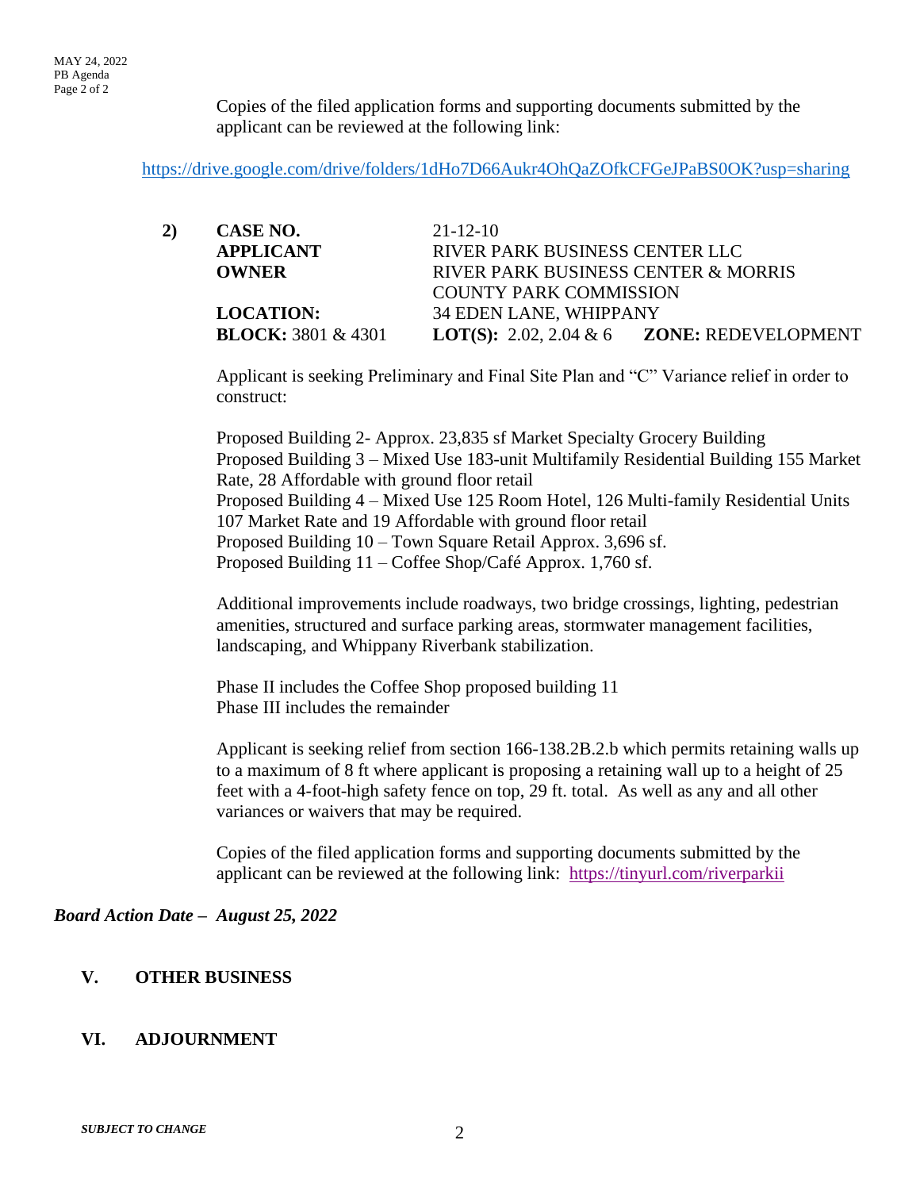Copies of the filed application forms and supporting documents submitted by the applicant can be reviewed at the following link:

https://drive.google.com/drive/folders/1dHo7D66Aukr4OhQaZOfkCFGeJPaBS0OK?usp=sharing

**2)** **CASE NO.** 21-12-10
**APPLICANT** RIVER PARK BUSINESS CENTER LLC
**OWNER** RIVER PARK BUSINESS CENTER & MORRIS COUNTY PARK COMMISSION
**LOCATION:** 34 EDEN LANE, WHIPPANY
**BLOCK:** 3801 & 4301 **LOT(S):** 2.02, 2.04 & 6 **ZONE:** REDEVELOPMENT

Applicant is seeking Preliminary and Final Site Plan and "C" Variance relief in order to construct:

Proposed Building 2- Approx. 23,835 sf Market Specialty Grocery Building
Proposed Building 3 – Mixed Use 183-unit Multifamily Residential Building 155 Market Rate, 28 Affordable with ground floor retail
Proposed Building 4 – Mixed Use 125 Room Hotel, 126 Multi-family Residential Units 107 Market Rate and 19 Affordable with ground floor retail
Proposed Building 10 – Town Square Retail Approx. 3,696 sf.
Proposed Building 11 – Coffee Shop/Café Approx. 1,760 sf.

Additional improvements include roadways, two bridge crossings, lighting, pedestrian amenities, structured and surface parking areas, stormwater management facilities, landscaping, and Whippany Riverbank stabilization.

Phase II includes the Coffee Shop proposed building 11
Phase III includes the remainder

Applicant is seeking relief from section 166-138.2B.2.b which permits retaining walls up to a maximum of 8 ft where applicant is proposing a retaining wall up to a height of 25 feet with a 4-foot-high safety fence on top, 29 ft. total. As well as any and all other variances or waivers that may be required.

Copies of the filed application forms and supporting documents submitted by the applicant can be reviewed at the following link: https://tinyurl.com/riverparkii

***Board Action Date – August 25, 2022***

## V. OTHER BUSINESS

## VI. ADJOURNMENT

***SUBJECT TO CHANGE***